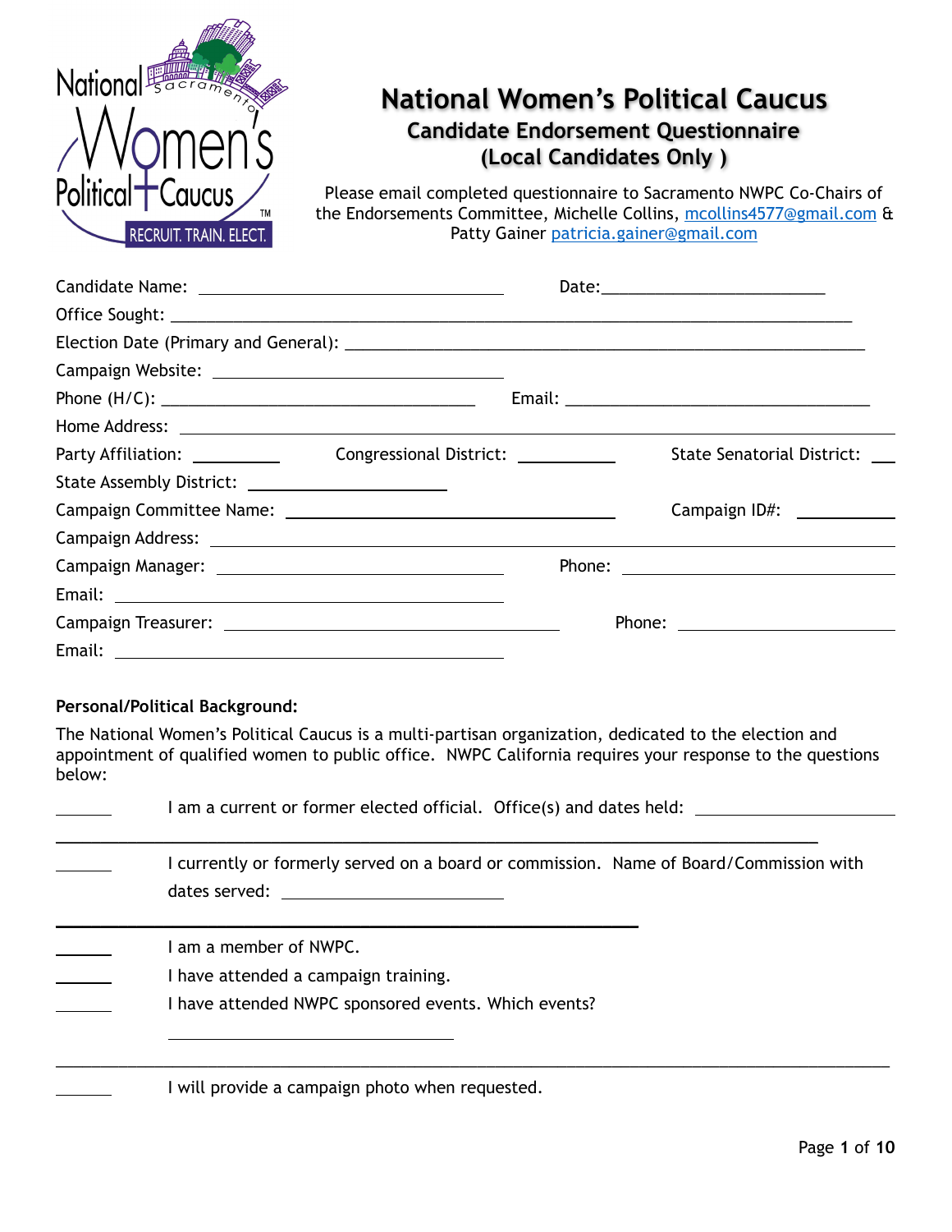# National Women's Political Caucus

## Candidate Endorsement Questionnaire

## (Local Candidates Only )

Please email completed questionnaire to Sacramento NWPC Co-Chairs of the Endorsements Committee, Michelle Collins, mcollins4577@gmail.com & Patty Gainer patricia.gainer@gmail.com

Candidate Name: ______________________________ Date: ______________________

Office Sought: ____________________________________________________________________

Election Date (Primary and General): ____________________________________________________

Campaign Website: ____________________________

Phone (H/C): ______________________________ Email: ______________________________

Home Address: ____________________________________________________________________

Party Affiliation: ________ Congressional District: ________ State Senatorial District: ___

State Assembly District: ____________________

Campaign Committee Name: ______________________________ Campaign ID#: __________

Campaign Address: ________________________________________________________________

Campaign Manager: ____________________________ Phone: ______________________

Email: ____________________________________

Campaign Treasurer: ______________________________ Phone: ______________________

Email: ____________________________________

**Personal/Political Background:**

The National Women's Political Caucus is a multi-partisan organization, dedicated to the election and appointment of qualified women to public office. NWPC California requires your response to the questions below:

_____ I am a current or former elected official. Office(s) and dates held: ____________________

______________________________________________________________________________

_____ I currently or formerly served on a board or commission. Name of Board/Commission with dates served: ____________________

____________________________________________________________

_____ I am a member of NWPC.

_____ I have attended a campaign training.

_____ I have attended NWPC sponsored events. Which events?

____________________________

______________________________________________________________________________

_____ I will provide a campaign photo when requested.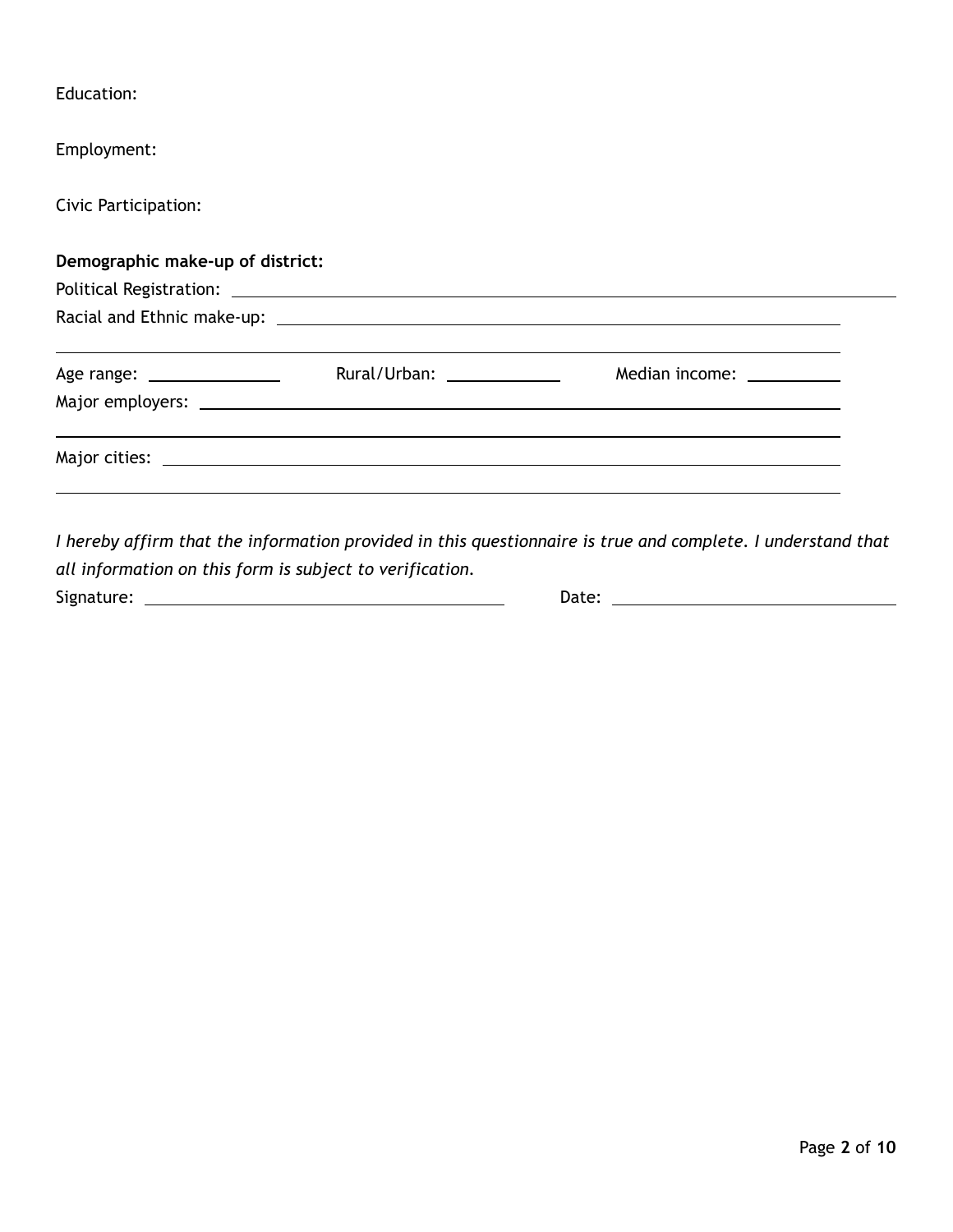Education:

Employment:

Civic Participation:

**Demographic make-up of district:**

Political Registration: ______________________________________________

Racial and Ethnic make-up: ______________________________________________

______________________________________________

Age range: ______________ Rural/Urban: ____________ Median income: __________

Major employers: ______________________________________________

______________________________________________

Major cities: ______________________________________________

______________________________________________

*I hereby affirm that the information provided in this questionnaire is true and complete. I understand that all information on this form is subject to verification.*

Signature: ______________________ Date: ______________________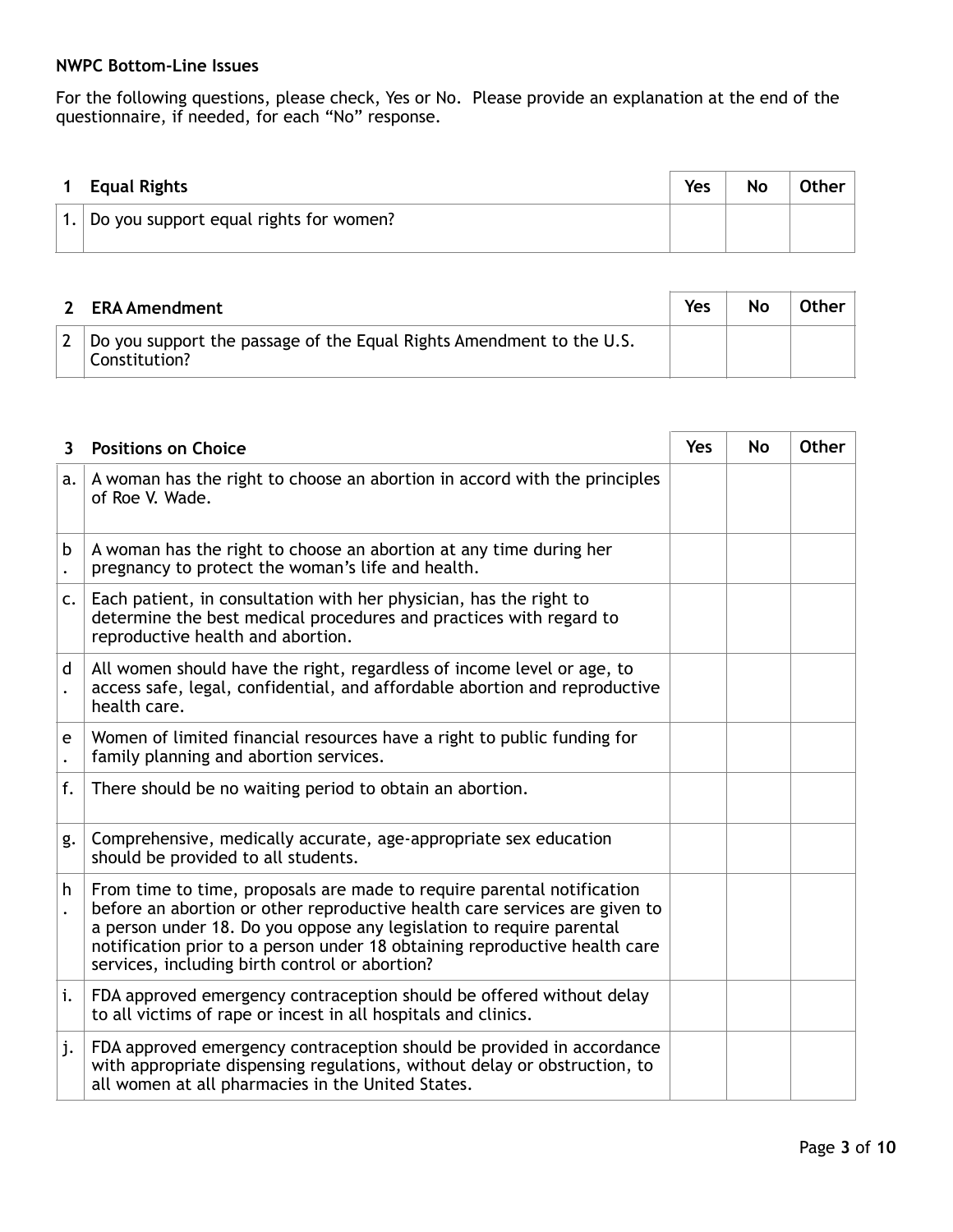**NWPC Bottom-Line Issues**

For the following questions, please check, Yes or No. Please provide an explanation at the end of the questionnaire, if needed, for each "No" response.

| 1 | Equal Rights | Yes | No | Other |
|---|---|---|---|---|
| 1. | Do you support equal rights for women? | | | |

| 2 | ERA Amendment | Yes | No | Other |
|---|---|---|---|---|
| 2 | Do you support the passage of the Equal Rights Amendment to the U.S. Constitution? | | | |

| 3 | Positions on Choice | Yes | No | Other |
|---|---|---|---|---|
| a. | A woman has the right to choose an abortion in accord with the principles of Roe V. Wade. | | | |
| b. | A woman has the right to choose an abortion at any time during her pregnancy to protect the woman's life and health. | | | |
| c. | Each patient, in consultation with her physician, has the right to determine the best medical procedures and practices with regard to reproductive health and abortion. | | | |
| d. | All women should have the right, regardless of income level or age, to access safe, legal, confidential, and affordable abortion and reproductive health care. | | | |
| e. | Women of limited financial resources have a right to public funding for family planning and abortion services. | | | |
| f. | There should be no waiting period to obtain an abortion. | | | |
| g. | Comprehensive, medically accurate, age-appropriate sex education should be provided to all students. | | | |
| h. | From time to time, proposals are made to require parental notification before an abortion or other reproductive health care services are given to a person under 18. Do you oppose any legislation to require parental notification prior to a person under 18 obtaining reproductive health care services, including birth control or abortion? | | | |
| i. | FDA approved emergency contraception should be offered without delay to all victims of rape or incest in all hospitals and clinics. | | | |
| j. | FDA approved emergency contraception should be provided in accordance with appropriate dispensing regulations, without delay or obstruction, to all women at all pharmacies in the United States. | | | |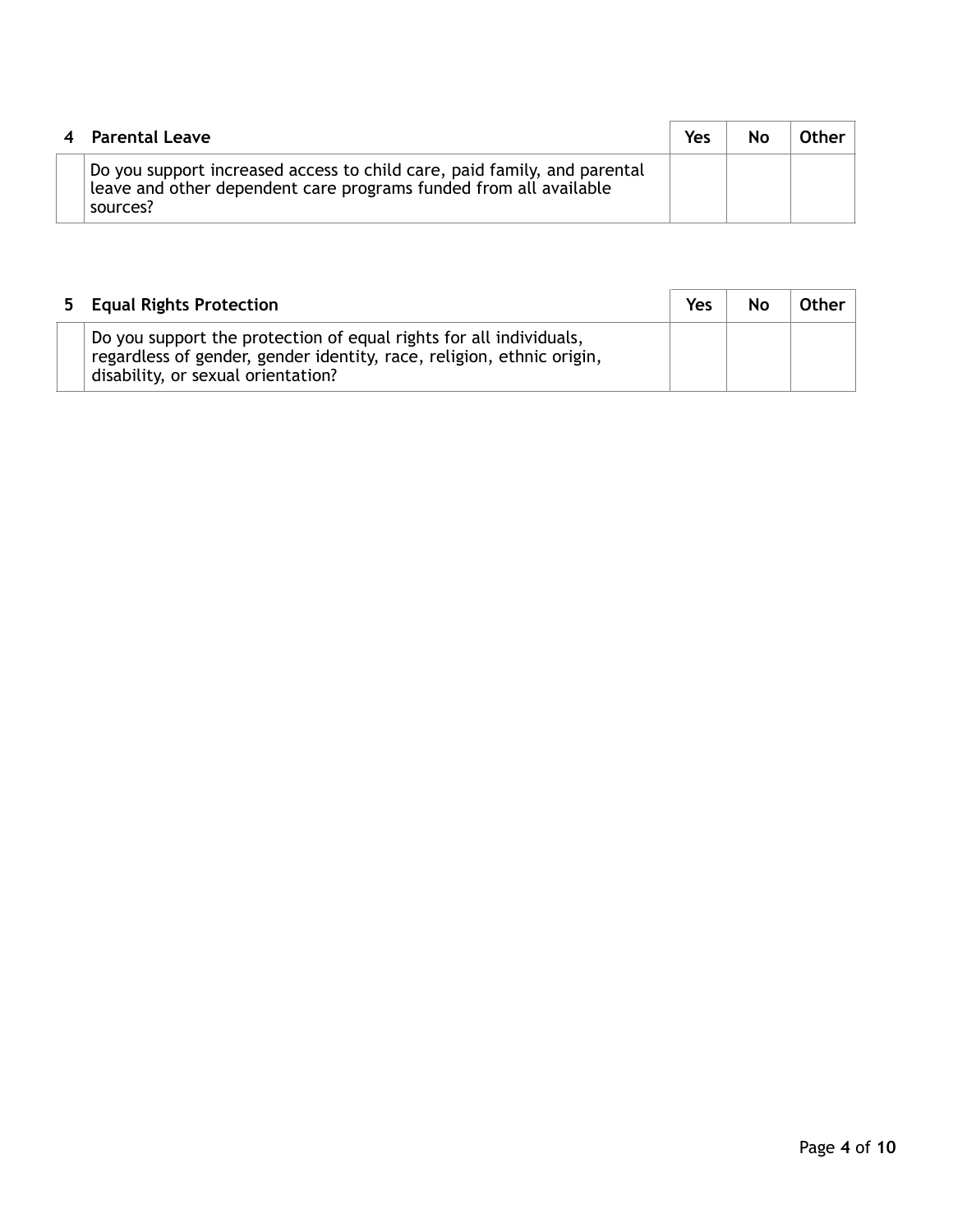| 4 | Parental Leave | Yes | No | Other |
|---|---|---|---|---|
| | Do you support increased access to child care, paid family, and parental leave and other dependent care programs funded from all available sources? | | | |

| 5 | Equal Rights Protection | Yes | No | Other |
|---|---|---|---|---|
| | Do you support the protection of equal rights for all individuals, regardless of gender, gender identity, race, religion, ethnic origin, disability, or sexual orientation? | | | |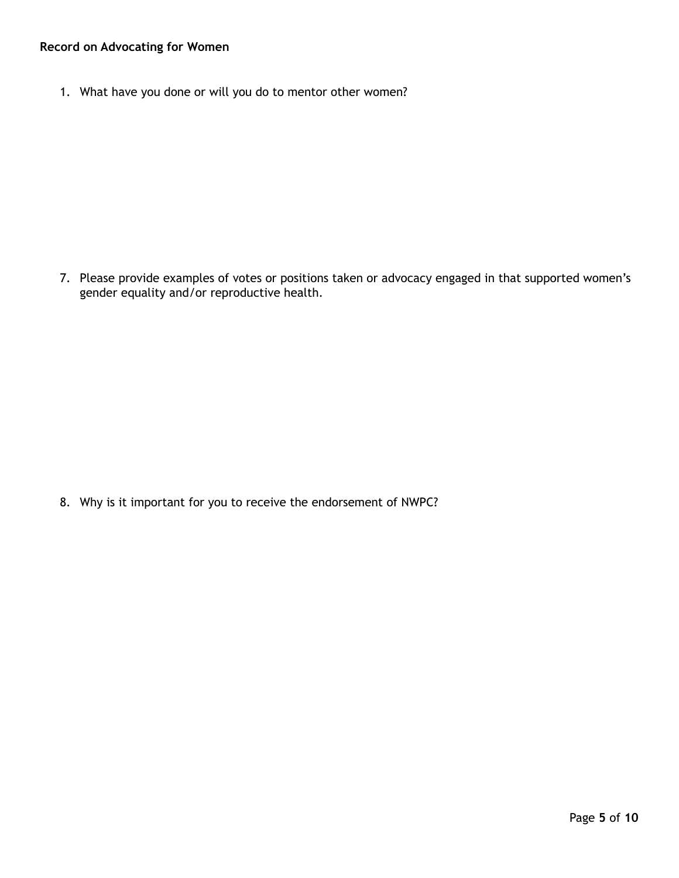**Record on Advocating for Women**

1. What have you done or will you do to mentor other women?

7. Please provide examples of votes or positions taken or advocacy engaged in that supported women's gender equality and/or reproductive health.

8. Why is it important for you to receive the endorsement of NWPC?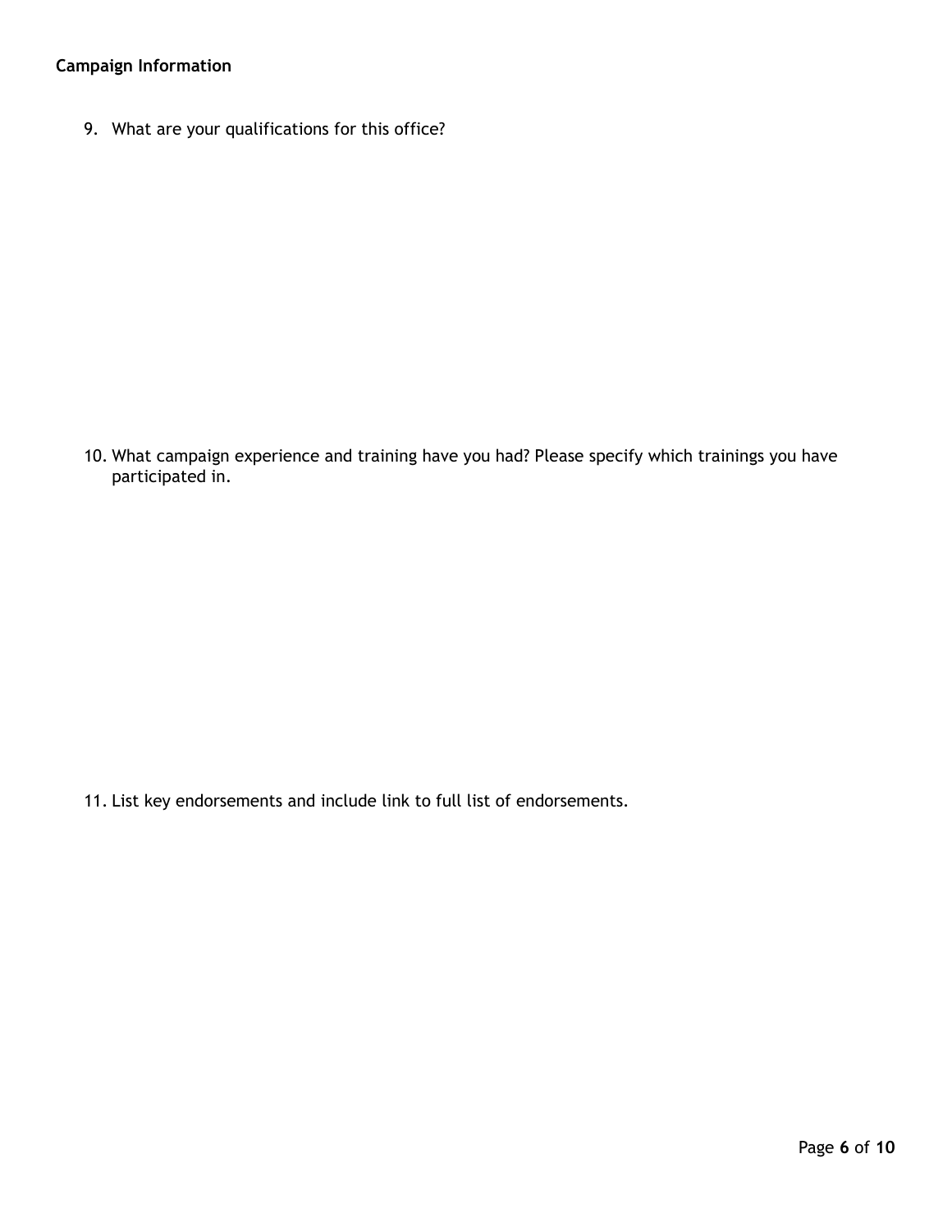**Campaign Information**

9. What are your qualifications for this office?

10. What campaign experience and training have you had? Please specify which trainings you have participated in.

11. List key endorsements and include link to full list of endorsements.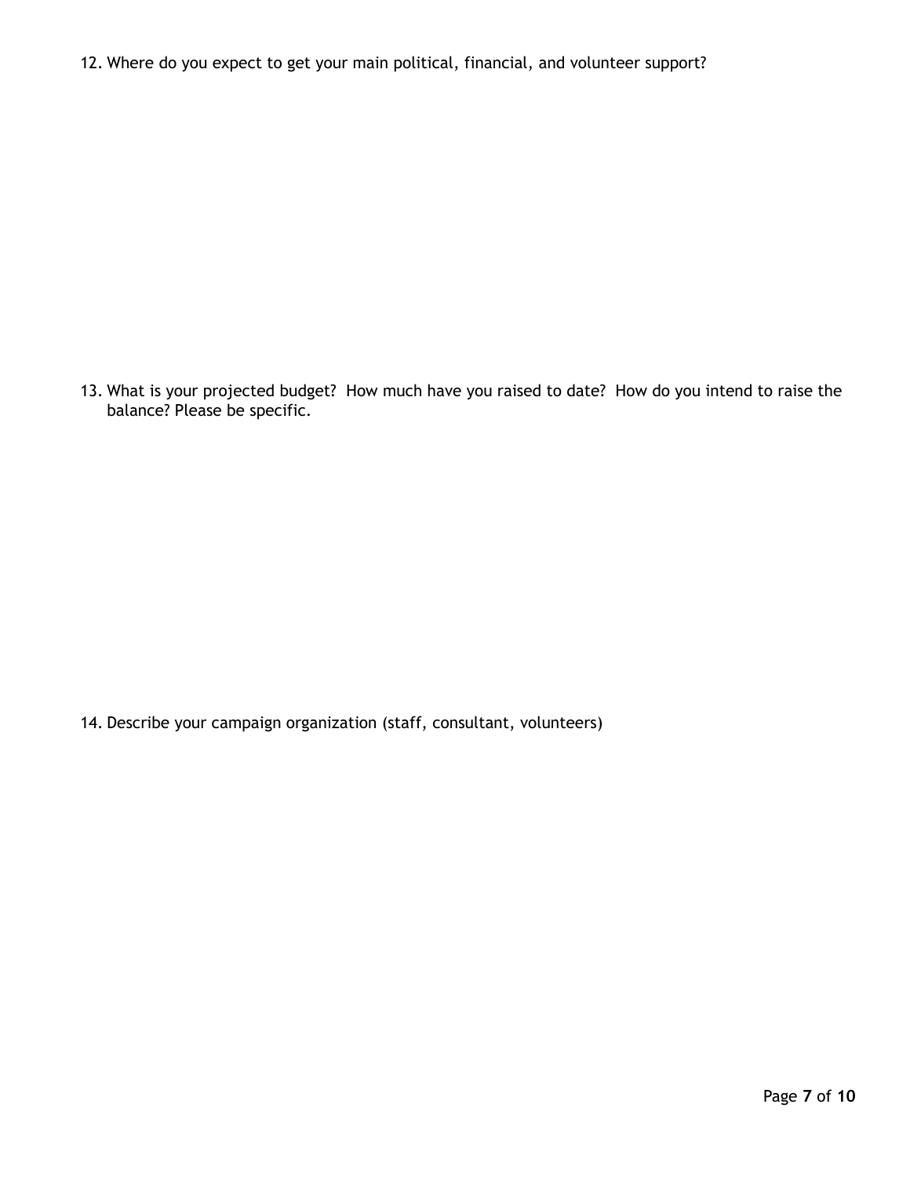12. Where do you expect to get your main political, financial, and volunteer support?

13. What is your projected budget? How much have you raised to date? How do you intend to raise the balance? Please be specific.

14. Describe your campaign organization (staff, consultant, volunteers)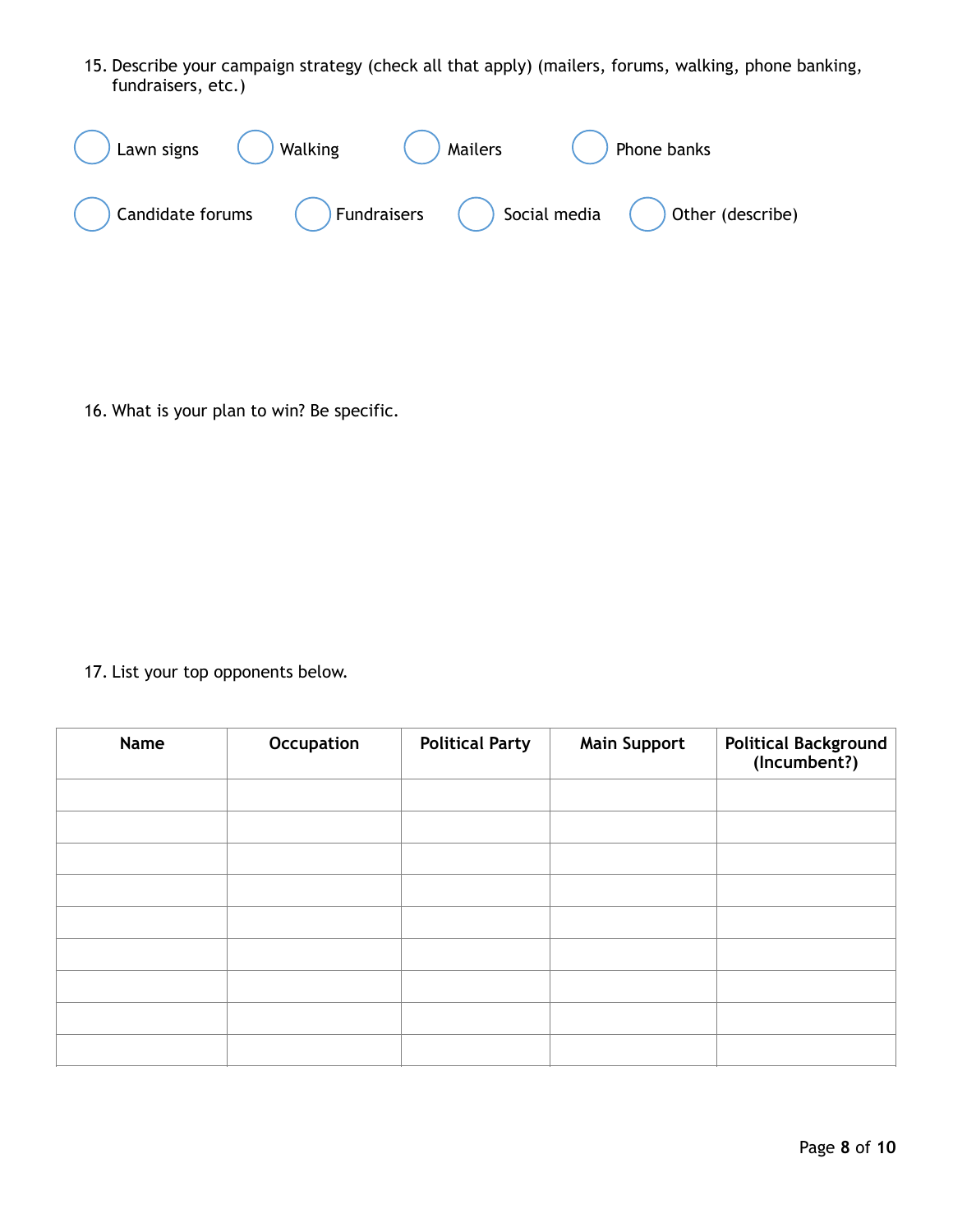15. Describe your campaign strategy (check all that apply) (mailers, forums, walking, phone banking, fundraisers, etc.)

- ◯ Lawn signs
- ◯ Walking
- ◯ Mailers
- ◯ Phone banks
- ◯ Candidate forums
- ◯ Fundraisers
- ◯ Social media
- ◯ Other (describe)

16. What is your plan to win? Be specific.

17. List your top opponents below.

| Name | Occupation | Political Party | Main Support | Political Background (Incumbent?) |
|---|---|---|---|---|
| | | | | |
| | | | | |
| | | | | |
| | | | | |
| | | | | |
| | | | | |
| | | | | |
| | | | | |
| | | | | |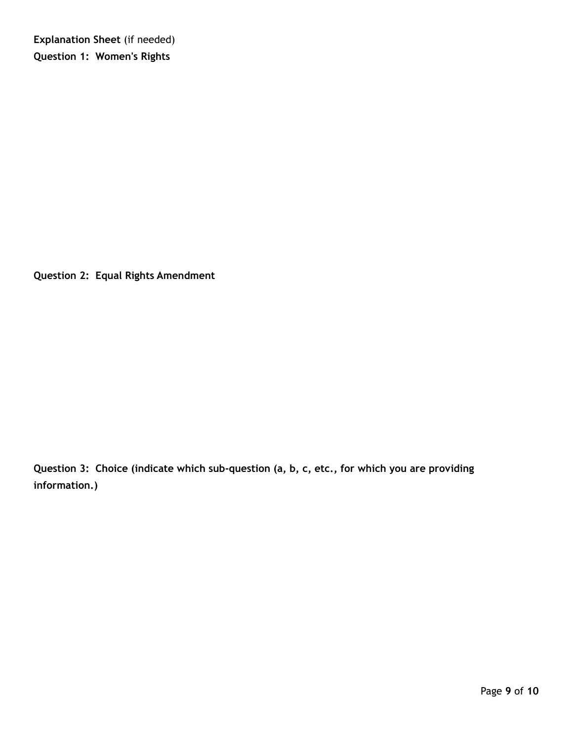**Explanation Sheet** (if needed)

**Question 1: Women's Rights**

**Question 2: Equal Rights Amendment**

**Question 3: Choice (indicate which sub-question (a, b, c, etc., for which you are providing information.)**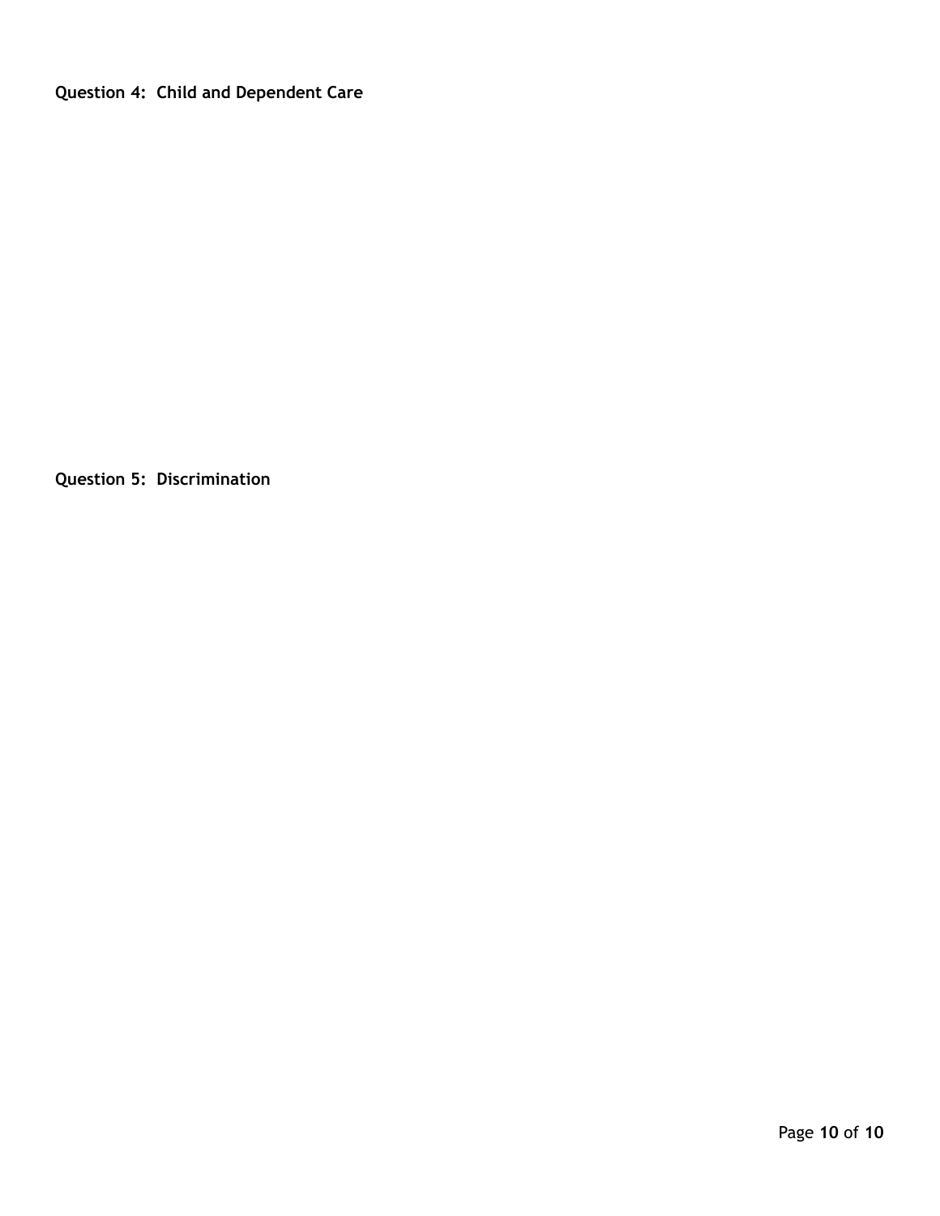**Question 4: Child and Dependent Care**

**Question 5: Discrimination**